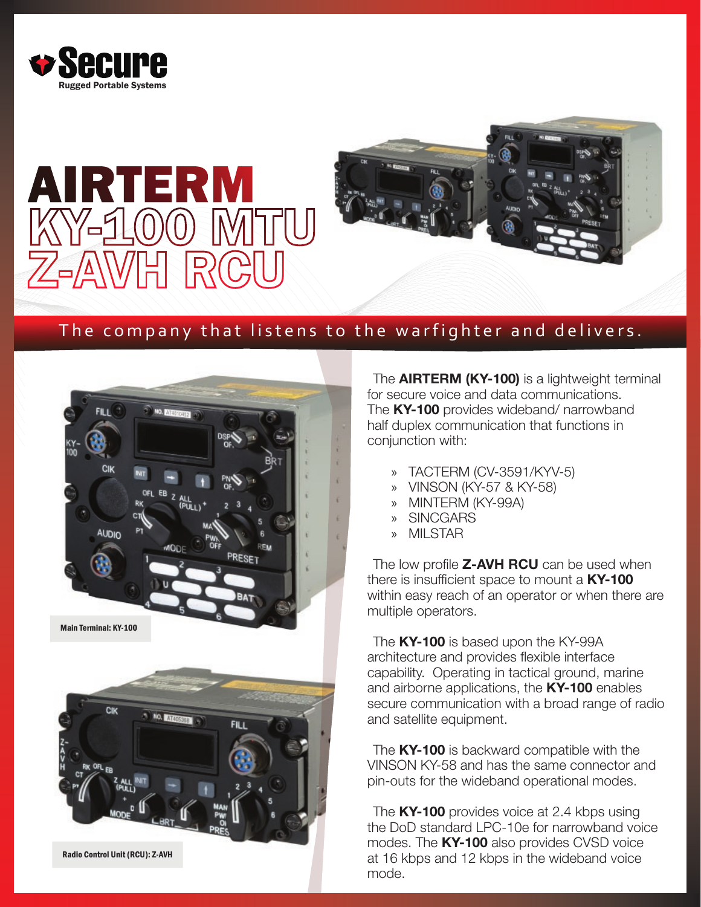Secure

Rugged Portable Systems

# AIRTERM

# KY-100 MTU

# Z-AVH RCU

The company that listens to the warfighter and delivers.

Main Terminal: KY-100

Radio Control Unit (RCU): Z-AVH

The **AIRTERM (KY-100)** is a lightweight terminal for secure voice and data communications. The **KY-100** provides wideband/ narrowband half duplex communication that functions in conjunction with:

- TACTERM (CV-3591/KYV-5)
- VINSON (KY-57 & KY-58)
- MINTERM (KY-99A)
- SINCGARS
- MILSTAR

The low profile **Z-AVH RCU** can be used when there is insufficient space to mount a **KY-100** within easy reach of an operator or when there are multiple operators.

The **KY-100** is based upon the KY-99A architecture and provides flexible interface capability. Operating in tactical ground, marine and airborne applications, the **KY-100** enables secure communication with a broad range of radio and satellite equipment.

The **KY-100** is backward compatible with the VINSON KY-58 and has the same connector and pin-outs for the wideband operational modes.

The **KY-100** provides voice at 2.4 kbps using the DoD standard LPC-10e for narrowband voice modes. The **KY-100** also provides CVSD voice at 16 kbps and 12 kbps in the wideband voice mode.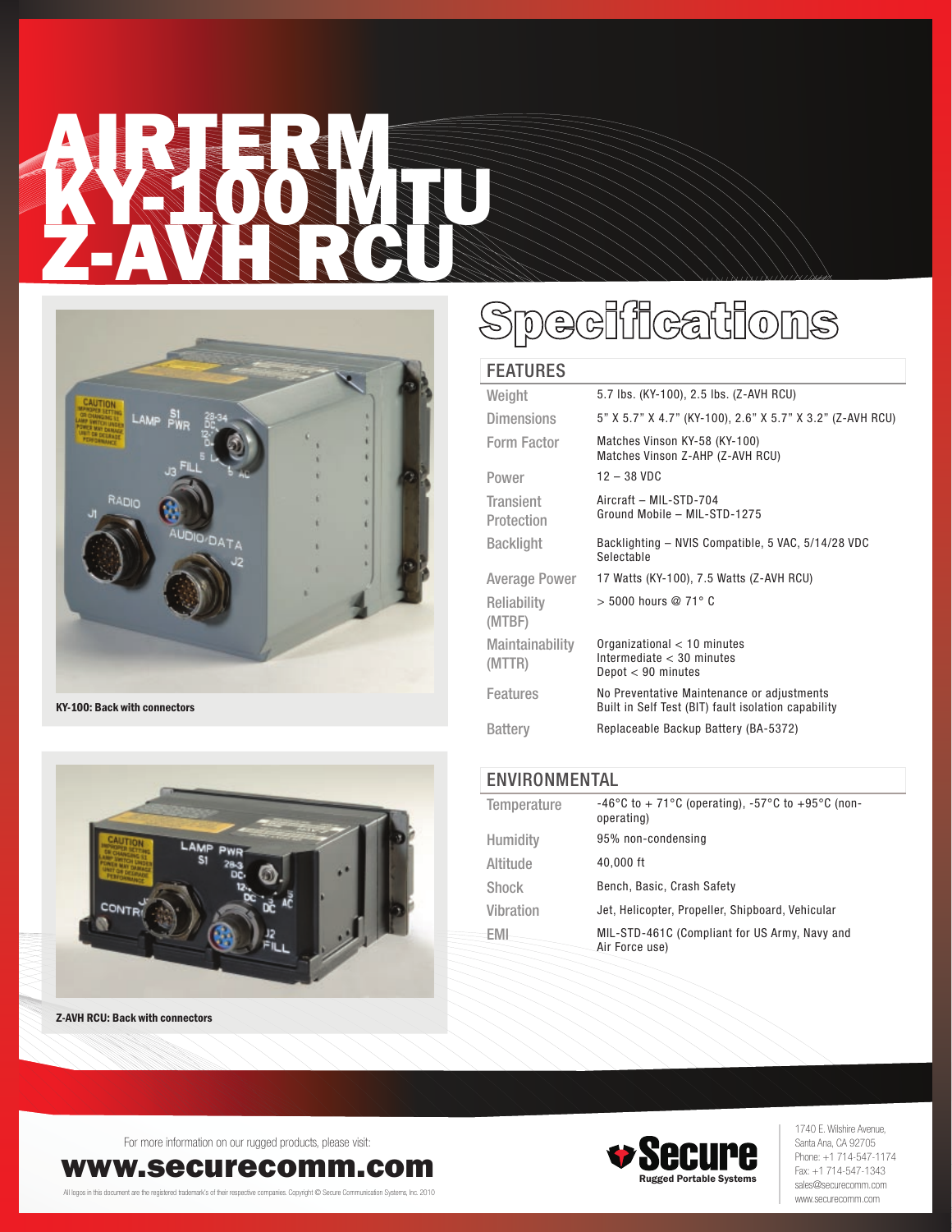# AIRTERM KY-100 MTU Z-AVH RCU

KY-100: Back with connectors

Z-AVH RCU: Back with connectors

## Specifications

| FEATURES | |
|---|---|
| Weight | 5.7 lbs. (KY-100), 2.5 lbs. (Z-AVH RCU) |
| Dimensions | 5" X 5.7" X 4.7" (KY-100), 2.6" X 5.7" X 3.2" (Z-AVH RCU) |
| Form Factor | Matches Vinson KY-58 (KY-100)<br>Matches Vinson Z-AHP (Z-AVH RCU) |
| Power | 12 – 38 VDC |
| Transient Protection | Aircraft – MIL-STD-704<br>Ground Mobile – MIL-STD-1275 |
| Backlight | Backlighting – NVIS Compatible, 5 VAC, 5/14/28 VDC Selectable |
| Average Power | 17 Watts (KY-100), 7.5 Watts (Z-AVH RCU) |
| Reliability (MTBF) | > 5000 hours @ 71° C |
| Maintainability (MTTR) | Organizational < 10 minutes<br>Intermediate < 30 minutes<br>Depot < 90 minutes |
| Features | No Preventative Maintenance or adjustments<br>Built in Self Test (BIT) fault isolation capability |
| Battery | Replaceable Backup Battery (BA-5372) |

| ENVIRONMENTAL | |
|---|---|
| Temperature | -46°C to + 71°C (operating), -57°C to +95°C (non-operating) |
| Humidity | 95% non-condensing |
| Altitude | 40,000 ft |
| Shock | Bench, Basic, Crash Safety |
| Vibration | Jet, Helicopter, Propeller, Shipboard, Vehicular |
| EMI | MIL-STD-461C (Compliant for US Army, Navy and Air Force use) |

For more information on our rugged products, please visit:

**www.securecomm.com**

All logos in this document are the registered trademark's of their respective companies. Copyright © Secure Communication Systems, Inc. 2010

Secure
Rugged Portable Systems

1740 E. Wilshire Avenue,
Santa Ana, CA 92705
Phone: +1 714-547-1174
Fax: +1 714-547-1343
sales@securecomm.com
www.securecomm.com